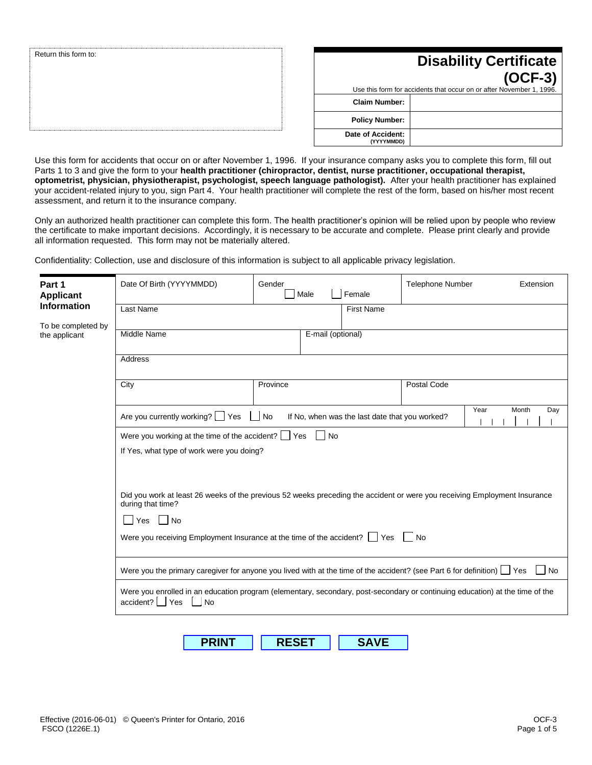Return this form to:

# Disability Certificate (OCF-3)

Use this form for accidents that occur on or after November 1, 1996.

| | |
|---|---|
| **Claim Number:** | |
| **Policy Number:** | |
| **Date of Accident:** (YYYYMMDD) | |

Use this form for accidents that occur on or after November 1, 1996. If your insurance company asks you to complete this form, fill out Parts 1 to 3 and give the form to your **health practitioner (chiropractor, dentist, nurse practitioner, occupational therapist, optometrist, physician, physiotherapist, psychologist, speech language pathologist).** After your health practitioner has explained your accident-related injury to you, sign Part 4. Your health practitioner will complete the rest of the form, based on his/her most recent assessment, and return it to the insurance company.

Only an authorized health practitioner can complete this form. The health practitioner's opinion will be relied upon by people who review the certificate to make important decisions. Accordingly, it is necessary to be accurate and complete. Please print clearly and provide all information requested. This form may not be materially altered.

Confidentiality: Collection, use and disclosure of this information is subject to all applicable privacy legislation.

## Part 1 Applicant Information

To be completed by the applicant

Date Of Birth (YYYYMMDD)

Gender ☐ Male ☐ Female

Telephone Number | Extension

Last Name | First Name

Middle Name | E-mail (optional)

Address

City | Province | Postal Code

Are you currently working? ☐ Yes ☐ No  If No, when was the last date that you worked? Year | Month | Day

Were you working at the time of the accident? ☐ Yes ☐ No

If Yes, what type of work were you doing?

Did you work at least 26 weeks of the previous 52 weeks preceding the accident or were you receiving Employment Insurance during that time?

☐ Yes ☐ No

Were you receiving Employment Insurance at the time of the accident? ☐ Yes ☐ No

Were you the primary caregiver for anyone you lived with at the time of the accident? (see Part 6 for definition) ☐ Yes ☐ No

Were you enrolled in an education program (elementary, secondary, post-secondary or continuing education) at the time of the accident? ☐ Yes ☐ No

PRINT | RESET | SAVE

Effective (2016-06-01) © Queen's Printer for Ontario, 2016
FSCO (1226E.1)
OCF-3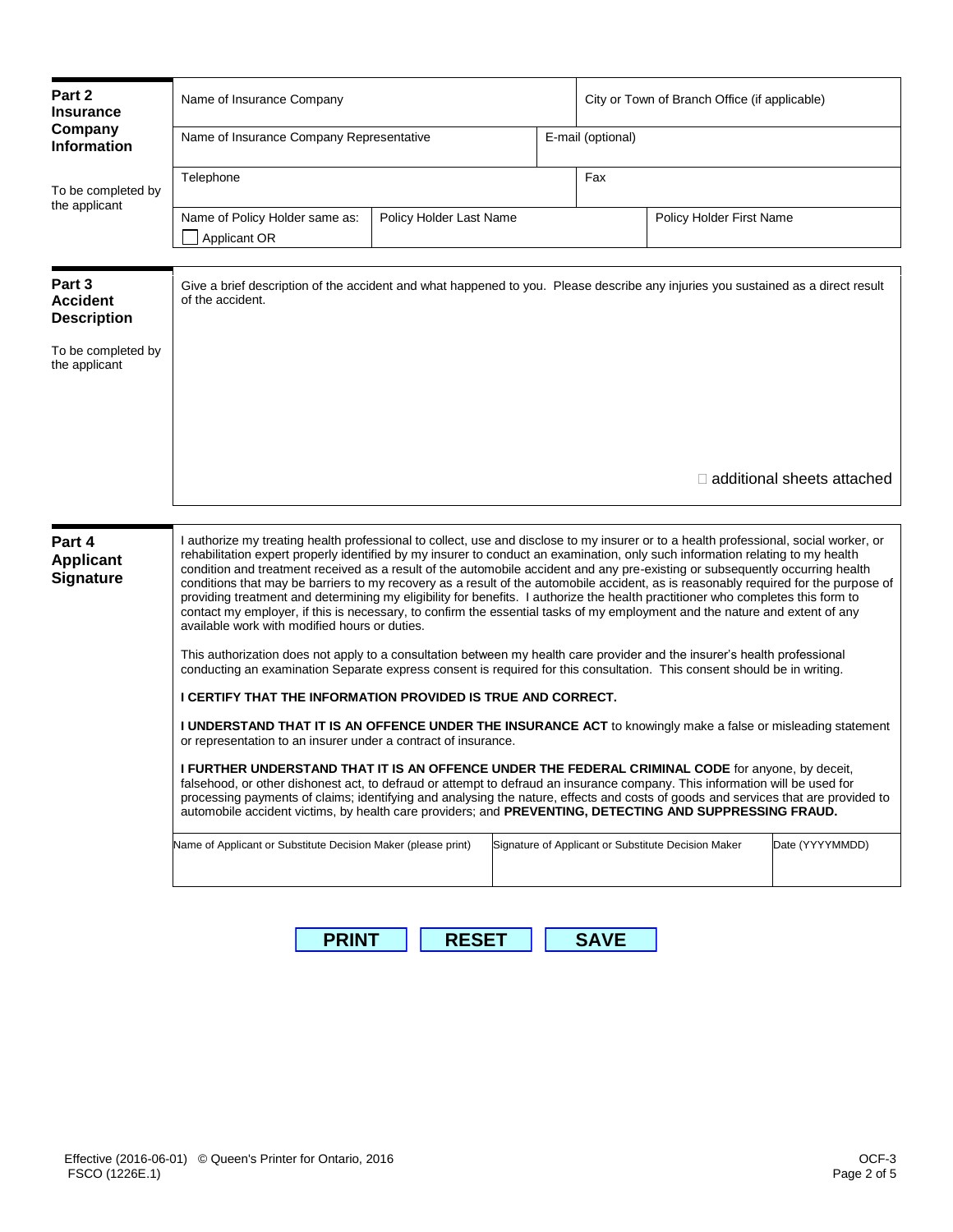## Part 2 Insurance Company Information

To be completed by the applicant

| | | | |
|---|---|---|---|
| Name of Insurance Company | | City or Town of Branch Office (if applicable) | |
| Name of Insurance Company Representative | | E-mail (optional) | |
| Telephone | | Fax | |
| Name of Policy Holder same as: ☐ Applicant OR | Policy Holder Last Name | | Policy Holder First Name |

## Part 3 Accident Description

To be completed by the applicant

Give a brief description of the accident and what happened to you. Please describe any injuries you sustained as a direct result of the accident.

☐ additional sheets attached

## Part 4 Applicant Signature

I authorize my treating health professional to collect, use and disclose to my insurer or to a health professional, social worker, or rehabilitation expert properly identified by my insurer to conduct an examination, only such information relating to my health condition and treatment received as a result of the automobile accident and any pre-existing or subsequently occurring health conditions that may be barriers to my recovery as a result of the automobile accident, as is reasonably required for the purpose of providing treatment and determining my eligibility for benefits. I authorize the health practitioner who completes this form to contact my employer, if this is necessary, to confirm the essential tasks of my employment and the nature and extent of any available work with modified hours or duties.

This authorization does not apply to a consultation between my health care provider and the insurer's health professional conducting an examination Separate express consent is required for this consultation. This consent should be in writing.

**I CERTIFY THAT THE INFORMATION PROVIDED IS TRUE AND CORRECT.**

**I UNDERSTAND THAT IT IS AN OFFENCE UNDER THE INSURANCE ACT** to knowingly make a false or misleading statement or representation to an insurer under a contract of insurance.

**I FURTHER UNDERSTAND THAT IT IS AN OFFENCE UNDER THE FEDERAL CRIMINAL CODE** for anyone, by deceit, falsehood, or other dishonest act, to defraud or attempt to defraud an insurance company. This information will be used for processing payments of claims; identifying and analysing the nature, effects and costs of goods and services that are provided to automobile accident victims, by health care providers; and **PREVENTING, DETECTING AND SUPPRESSING FRAUD.**

| Name of Applicant or Substitute Decision Maker (please print) | Signature of Applicant or Substitute Decision Maker | Date (YYYYMMDD) |
|---|---|---|
| | | |

PRINT | RESET | SAVE

Effective (2016-06-01) © Queen's Printer for Ontario, 2016
FSCO (1226E.1)

OCF-3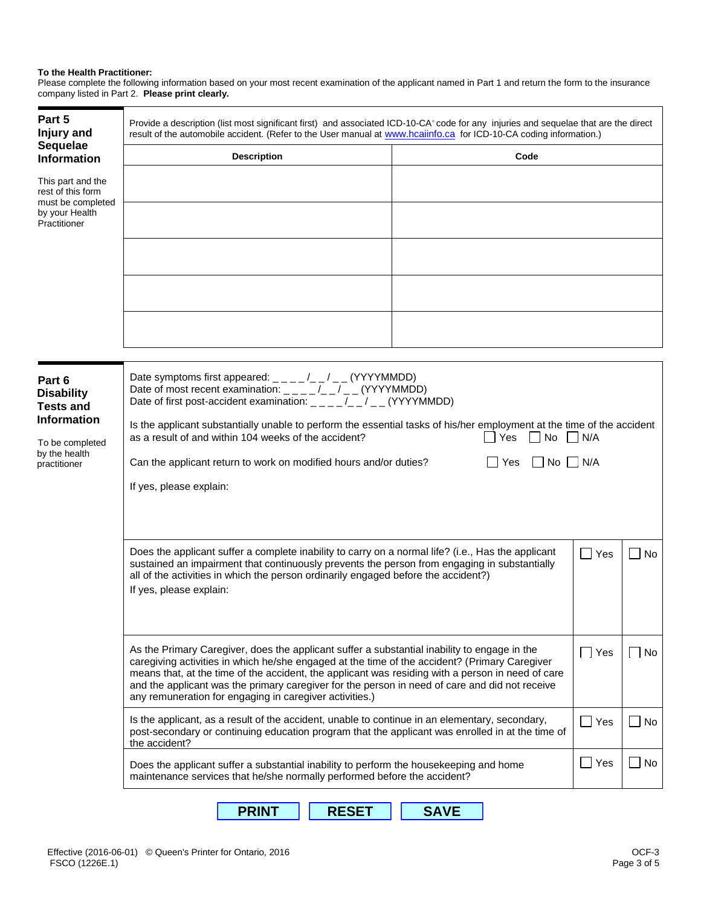**To the Health Practitioner:**
Please complete the following information based on your most recent examination of the applicant named in Part 1 and return the form to the insurance company listed in Part 2. **Please print clearly.**

## Part 5 Injury and Sequelae Information

This part and the rest of this form must be completed by your Health Practitioner

Provide a description (list most significant first) and associated ICD-10-CA[+] code for any injuries and sequelae that are the direct result of the automobile accident. (Refer to the User manual at www.hcaiinfo.ca for ICD-10-CA coding information.)

| Description | Code |
|---|---|
| | |
| | |
| | |
| | |
| | |

## Part 6 Disability Tests and Information

To be completed by the health practitioner

Date symptoms first appeared: _ _ _ _/_ _/ _ _ (YYYYMMDD)
Date of most recent examination: _ _ _ _/_ _/ _ _ (YYYYMMDD)
Date of first post-accident examination: _ _ _ _/_ _/ _ _ (YYYYMMDD)

Is the applicant substantially unable to perform the essential tasks of his/her employment at the time of the accident as a result of and within 104 weeks of the accident? ☐ Yes ☐ No ☐ N/A

Can the applicant return to work on modified hours and/or duties? ☐ Yes ☐ No ☐ N/A

If yes, please explain:

| | | |
|---|---|---|
| Does the applicant suffer a complete inability to carry on a normal life? (i.e., Has the applicant sustained an impairment that continuously prevents the person from engaging in substantially all of the activities in which the person ordinarily engaged before the accident?)<br>If yes, please explain: | ☐ Yes | ☐ No |
| As the Primary Caregiver, does the applicant suffer a substantial inability to engage in the caregiving activities in which he/she engaged at the time of the accident? (Primary Caregiver means that, at the time of the accident, the applicant was residing with a person in need of care and the applicant was the primary caregiver for the person in need of care and did not receive any remuneration for engaging in caregiver activities.) | ☐ Yes | ☐ No |
| Is the applicant, as a result of the accident, unable to continue in an elementary, secondary, post-secondary or continuing education program that the applicant was enrolled in at the time of the accident? | ☐ Yes | ☐ No |
| Does the applicant suffer a substantial inability to perform the housekeeping and home maintenance services that he/she normally performed before the accident? | ☐ Yes | ☐ No |

PRINT RESET SAVE

Effective (2016-06-01) © Queen's Printer for Ontario, 2016
FSCO (1226E.1)

OCF-3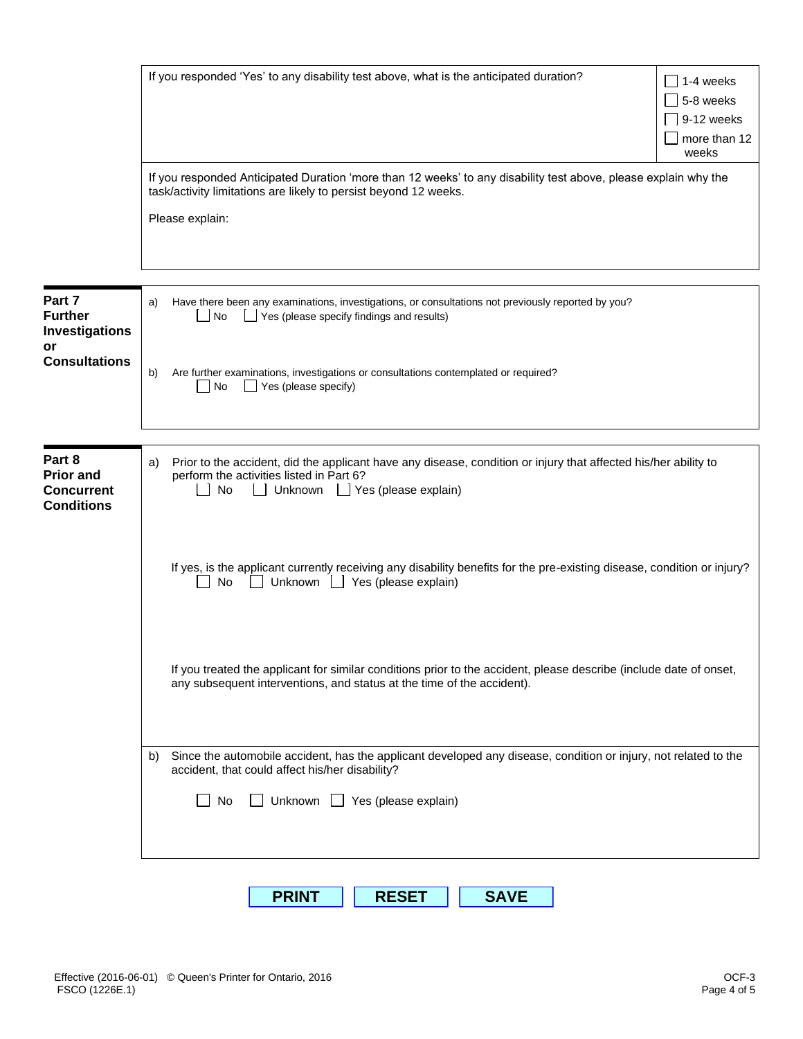If you responded 'Yes' to any disability test above, what is the anticipated duration?

- ☐ 1-4 weeks
- ☐ 5-8 weeks
- ☐ 9-12 weeks
- ☐ more than 12 weeks

If you responded Anticipated Duration 'more than 12 weeks' to any disability test above, please explain why the task/activity limitations are likely to persist beyond 12 weeks.

Please explain:

## Part 7 Further Investigations or Consultations

a) Have there been any examinations, investigations, or consultations not previously reported by you?

☐ No ☐ Yes (please specify findings and results)

b) Are further examinations, investigations or consultations contemplated or required?

☐ No ☐ Yes (please specify)

## Part 8 Prior and Concurrent Conditions

a) Prior to the accident, did the applicant have any disease, condition or injury that affected his/her ability to perform the activities listed in Part 6?

☐ No ☐ Unknown ☐ Yes (please explain)

If yes, is the applicant currently receiving any disability benefits for the pre-existing disease, condition or injury?

☐ No ☐ Unknown ☐ Yes (please explain)

If you treated the applicant for similar conditions prior to the accident, please describe (include date of onset, any subsequent interventions, and status at the time of the accident).

b) Since the automobile accident, has the applicant developed any disease, condition or injury, not related to the accident, that could affect his/her disability?

☐ No ☐ Unknown ☐ Yes (please explain)

PRINT RESET SAVE

Effective (2016-06-01) © Queen's Printer for Ontario, 2016
FSCO (1226E.1)

OCF-3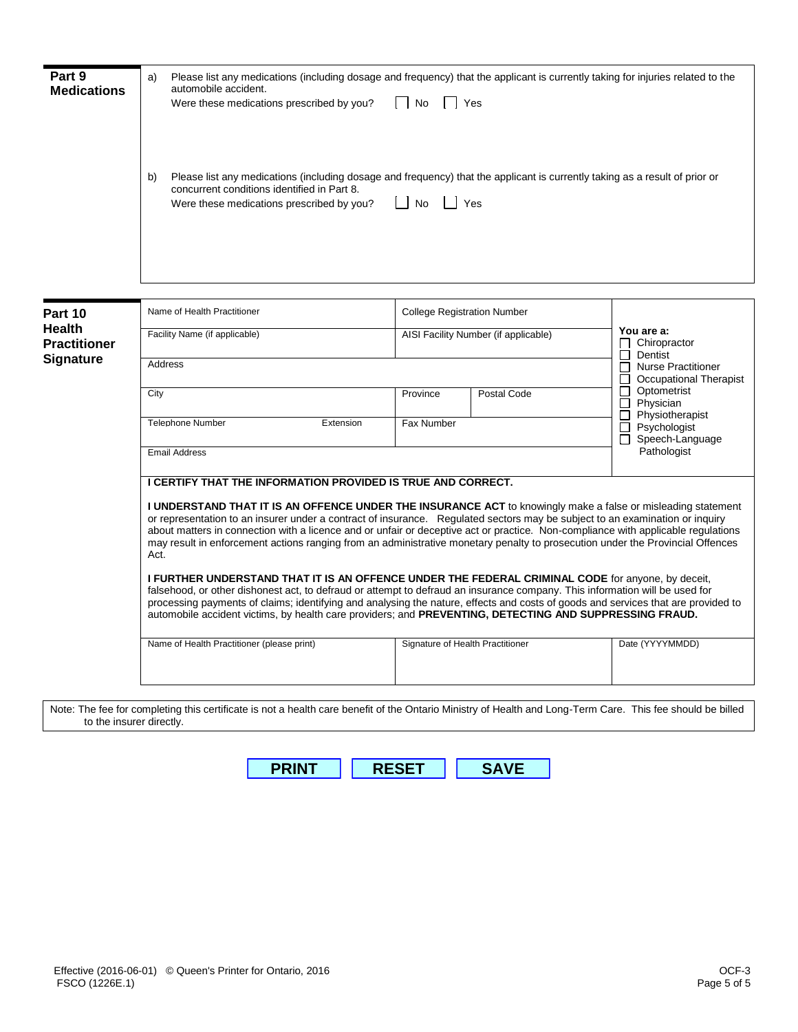## Part 9 Medications

a) Please list any medications (including dosage and frequency) that the applicant is currently taking for injuries related to the automobile accident.

Were these medications prescribed by you? ☐ No ☐ Yes

b) Please list any medications (including dosage and frequency) that the applicant is currently taking as a result of prior or concurrent conditions identified in Part 8.

Were these medications prescribed by you? ☐ No ☐ Yes

## Part 10 Health Practitioner Signature

| | | | |
|---|---|---|---|
| Name of Health Practitioner | College Registration Number | | You are a: |
| Facility Name (if applicable) | AISI Facility Number (if applicable) | | ☐ Chiropractor<br>☐ Dentist<br>☐ Nurse Practitioner<br>☐ Occupational Therapist<br>☐ Optometrist<br>☐ Physician<br>☐ Physiotherapist<br>☐ Psychologist<br>☐ Speech-Language Pathologist |
| Address | | | |
| City | Province | Postal Code | |
| Telephone Number / Extension | Fax Number | | |
| Email Address | | | |

**I CERTIFY THAT THE INFORMATION PROVIDED IS TRUE AND CORRECT.**

**I UNDERSTAND THAT IT IS AN OFFENCE UNDER THE INSURANCE ACT** to knowingly make a false or misleading statement or representation to an insurer under a contract of insurance. Regulated sectors may be subject to an examination or inquiry about matters in connection with a licence and or unfair or deceptive act or practice. Non-compliance with applicable regulations may result in enforcement actions ranging from an administrative monetary penalty to prosecution under the Provincial Offences Act.

**I FURTHER UNDERSTAND THAT IT IS AN OFFENCE UNDER THE FEDERAL CRIMINAL CODE** for anyone, by deceit, falsehood, or other dishonest act, to defraud or attempt to defraud an insurance company. This information will be used for processing payments of claims; identifying and analysing the nature, effects and costs of goods and services that are provided to automobile accident victims, by health care providers; and **PREVENTING, DETECTING AND SUPPRESSING FRAUD.**

| Name of Health Practitioner (please print) | Signature of Health Practitioner | Date (YYYYMMDD) |
|---|---|---|
| | | |

Note: The fee for completing this certificate is not a health care benefit of the Ontario Ministry of Health and Long-Term Care. This fee should be billed to the insurer directly.

PRINT RESET SAVE

Effective (2016-06-01) © Queen's Printer for Ontario, 2016
FSCO (1226E.1)

OCF-3